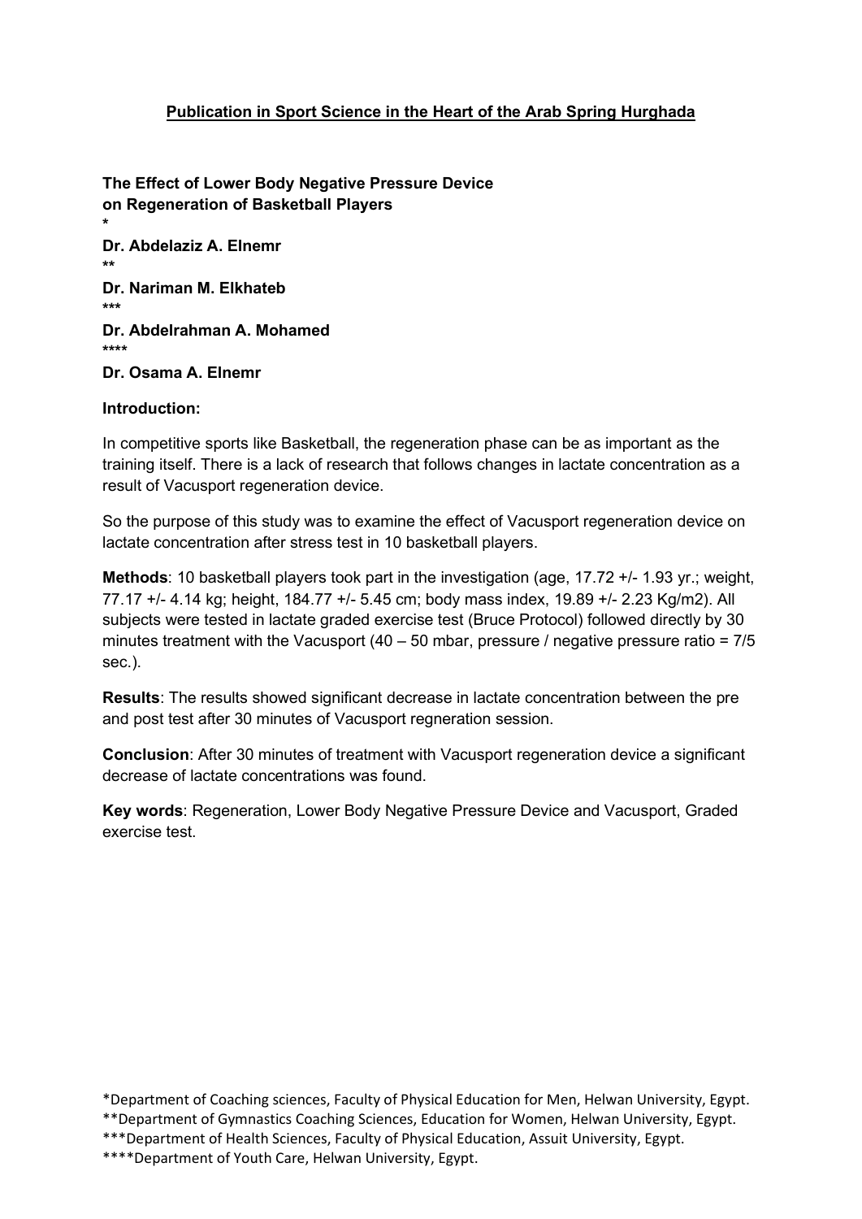**Publication in Sport Science in the Heart of the Arab Spring Hurghada**

# The Effect of Lower Body Negative Pressure Device on Regeneration of Basketball Players

*

**Dr. Abdelaziz A. Elnemr**

**

**Dr. Nariman M. Elkhateb**

***

**Dr. Abdelrahman A. Mohamed**

****

**Dr. Osama A. Elnemr**

## Introduction:

In competitive sports like Basketball, the regeneration phase can be as important as the training itself. There is a lack of research that follows changes in lactate concentration as a result of Vacusport regeneration device.

So the purpose of this study was to examine the effect of Vacusport regeneration device on lactate concentration after stress test in 10 basketball players.

**Methods**: 10 basketball players took part in the investigation (age, 17.72 +/- 1.93 yr.; weight, 77.17 +/- 4.14 kg; height, 184.77 +/- 5.45 cm; body mass index, 19.89 +/- 2.23 Kg/m2). All subjects were tested in lactate graded exercise test (Bruce Protocol) followed directly by 30 minutes treatment with the Vacusport (40 – 50 mbar, pressure / negative pressure ratio = 7/5 sec.).

**Results**: The results showed significant decrease in lactate concentration between the pre and post test after 30 minutes of Vacusport regneration session.

**Conclusion**: After 30 minutes of treatment with Vacusport regeneration device a significant decrease of lactate concentrations was found.

**Key words**: Regeneration, Lower Body Negative Pressure Device and Vacusport, Graded exercise test.

*Department of Coaching sciences, Faculty of Physical Education for Men, Helwan University, Egypt.
**Department of Gymnastics Coaching Sciences, Education for Women, Helwan University, Egypt.
***Department of Health Sciences, Faculty of Physical Education, Assuit University, Egypt.
****Department of Youth Care, Helwan University, Egypt.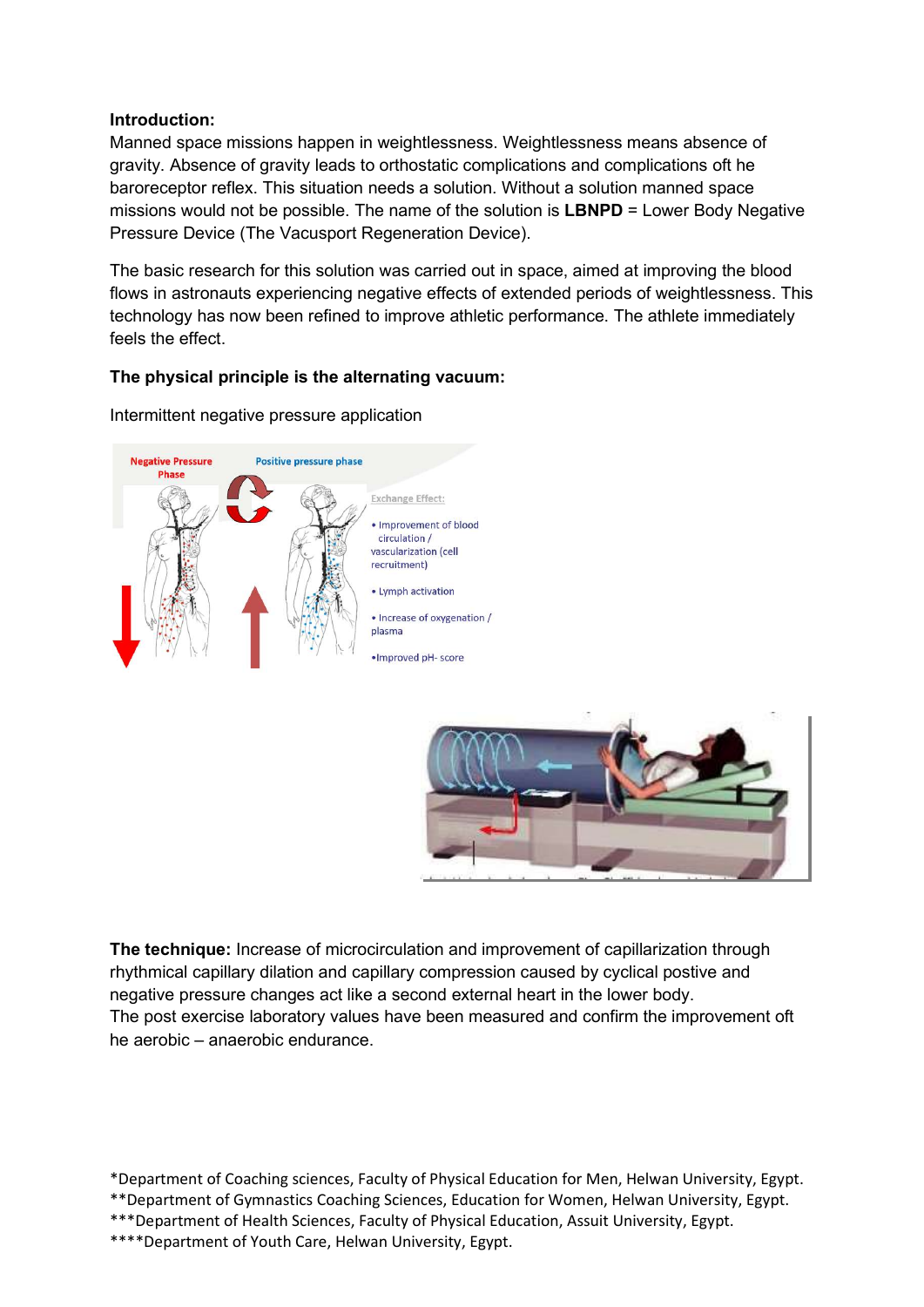**Introduction:**

Manned space missions happen in weightlessness. Weightlessness means absence of gravity. Absence of gravity leads to orthostatic complications and complications oft he baroreceptor reflex. This situation needs a solution. Without a solution manned space missions would not be possible. The name of the solution is **LBNPD** = Lower Body Negative Pressure Device (The Vacusport Regeneration Device).

The basic research for this solution was carried out in space, aimed at improving the blood flows in astronauts experiencing negative effects of extended periods of weightlessness. This technology has now been refined to improve athletic performance. The athlete immediately feels the effect.

**The physical principle is the alternating vacuum:**

Intermittent negative pressure application

Negative Pressure Phase

Positive pressure phase

Exchange Effect:

- Improvement of blood circulation / vascularization (cell recruitment)
- Lymph activation
- Increase of oxygenation / plasma
- Improved pH- score

**The technique:** Increase of microcirculation and improvement of capillarization through rhythmical capillary dilation and capillary compression caused by cyclical postive and negative pressure changes act like a second external heart in the lower body.
The post exercise laboratory values have been measured and confirm the improvement oft he aerobic – anaerobic endurance.

*Department of Coaching sciences, Faculty of Physical Education for Men, Helwan University, Egypt.
**Department of Gymnastics Coaching Sciences, Education for Women, Helwan University, Egypt.
***Department of Health Sciences, Faculty of Physical Education, Assuit University, Egypt.
****Department of Youth Care, Helwan University, Egypt.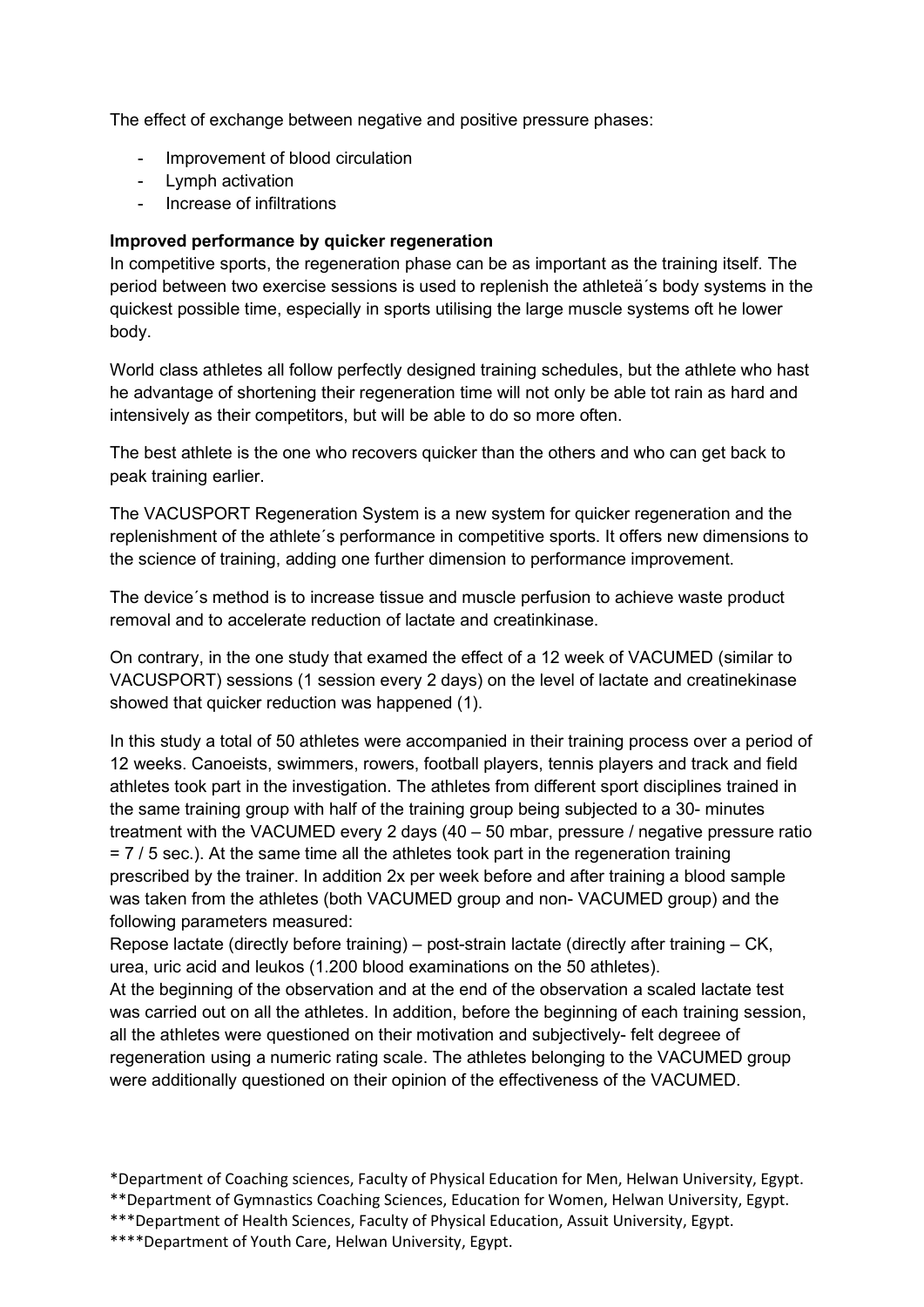The effect of exchange between negative and positive pressure phases:

- Improvement of blood circulation
- Lymph activation
- Increase of infiltrations

**Improved performance by quicker regeneration**

In competitive sports, the regeneration phase can be as important as the training itself. The period between two exercise sessions is used to replenish the atheteä´s body systems in the quickest possible time, especially in sports utilising the large muscle systems oft he lower body.

World class athletes all follow perfectly designed training schedules, but the athlete who hast he advantage of shortening their regeneration time will not only be able tot rain as hard and intensively as their competitors, but will be able to do so more often.

The best athlete is the one who recovers quicker than the others and who can get back to peak training earlier.

The VACUSPORT Regeneration System is a new system for quicker regeneration and the replenishment of the athlete´s performance in competitive sports. It offers new dimensions to the science of training, adding one further dimension to performance improvement.

The device´s method is to increase tissue and muscle perfusion to achieve waste product removal and to accelerate reduction of lactate and creatinkinase.

On contrary, in the one study that examed the effect of a 12 week of VACUMED (similar to VACUSPORT) sessions (1 session every 2 days) on the level of lactate and creatinekinase showed that quicker reduction was happened (1).

In this study a total of 50 athletes were accompanied in their training process over a period of 12 weeks. Canoeists, swimmers, rowers, football players, tennis players and track and field athletes took part in the investigation. The athletes from different sport disciplines trained in the same training group with half of the training group being subjected to a 30- minutes treatment with the VACUMED every 2 days (40 – 50 mbar, pressure / negative pressure ratio = 7 / 5 sec.). At the same time all the athletes took part in the regeneration training prescribed by the trainer. In addition 2x per week before and after training a blood sample was taken from the athletes (both VACUMED group and non- VACUMED group) and the following parameters measured:

Repose lactate (directly before training) – post-strain lactate (directly after training – CK, urea, uric acid and leukos (1.200 blood examinations on the 50 athletes).

At the beginning of the observation and at the end of the observation a scaled lactate test was carried out on all the athletes. In addition, before the beginning of each training session, all the athletes were questioned on their motivation and subjectively- felt degreee of regeneration using a numeric rating scale. The athletes belonging to the VACUMED group were additionally questioned on their opinion of the effectiveness of the VACUMED.

*Department of Coaching sciences, Faculty of Physical Education for Men, Helwan University, Egypt.
**Department of Gymnastics Coaching Sciences, Education for Women, Helwan University, Egypt.
***Department of Health Sciences, Faculty of Physical Education, Assuit University, Egypt.
****Department of Youth Care, Helwan University, Egypt.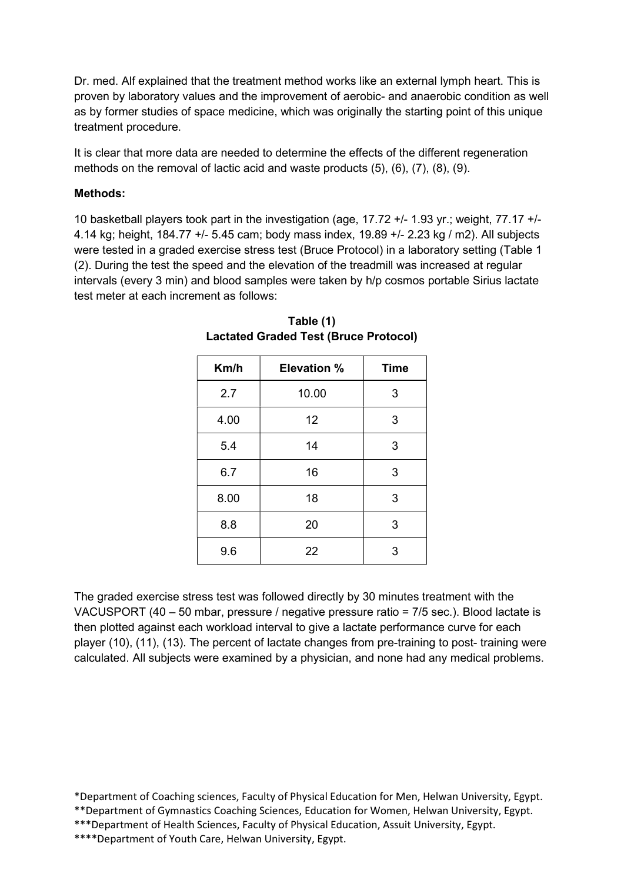Dr. med. Alf explained that the treatment method works like an external lymph heart. This is proven by laboratory values and the improvement of aerobic- and anaerobic condition as well as by former studies of space medicine, which was originally the starting point of this unique treatment procedure.

It is clear that more data are needed to determine the effects of the different regeneration methods on the removal of lactic acid and waste products (5), (6), (7), (8), (9).

**Methods:**

10 basketball players took part in the investigation (age, 17.72 +/- 1.93 yr.; weight, 77.17 +/- 4.14 kg; height, 184.77 +/- 5.45 cam; body mass index, 19.89 +/- 2.23 kg / m2). All subjects were tested in a graded exercise stress test (Bruce Protocol) in a laboratory setting (Table 1 (2). During the test the speed and the elevation of the treadmill was increased at regular intervals (every 3 min) and blood samples were taken by h/p cosmos portable Sirius lactate test meter at each increment as follows:

**Table (1)**
**Lactated Graded Test (Bruce Protocol)**

| Km/h | Elevation % | Time |
|---|---|---|
| 2.7 | 10.00 | 3 |
| 4.00 | 12 | 3 |
| 5.4 | 14 | 3 |
| 6.7 | 16 | 3 |
| 8.00 | 18 | 3 |
| 8.8 | 20 | 3 |
| 9.6 | 22 | 3 |

The graded exercise stress test was followed directly by 30 minutes treatment with the VACUSPORT (40 – 50 mbar, pressure / negative pressure ratio = 7/5 sec.). Blood lactate is then plotted against each workload interval to give a lactate performance curve for each player (10), (11), (13). The percent of lactate changes from pre-training to post- training were calculated. All subjects were examined by a physician, and none had any medical problems.

*Department of Coaching sciences, Faculty of Physical Education for Men, Helwan University, Egypt.
**Department of Gymnastics Coaching Sciences, Education for Women, Helwan University, Egypt.
***Department of Health Sciences, Faculty of Physical Education, Assuit University, Egypt.
****Department of Youth Care, Helwan University, Egypt.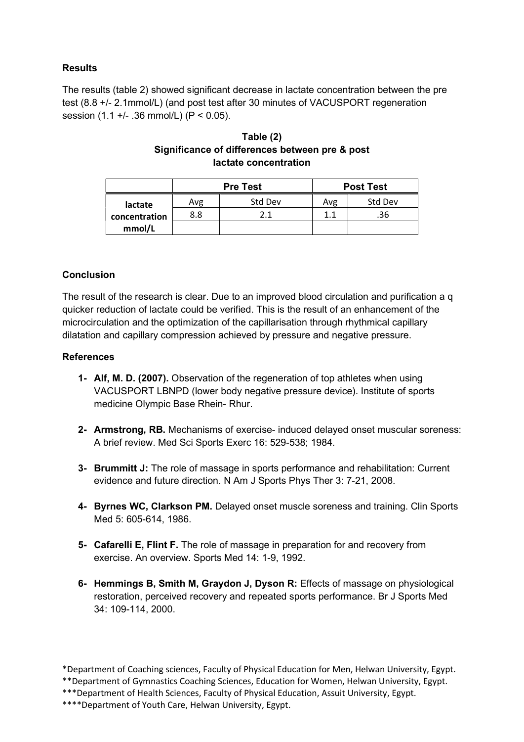**Results**

The results (table 2) showed significant decrease in lactate concentration between the pre test (8.8 +/- 2.1mmol/L) (and post test after 30 minutes of VACUSPORT regeneration session (1.1 +/- .36 mmol/L) ($P < 0.05$).

**Table (2)**
**Significance of differences between pre & post lactate concentration**

| | Pre Test | | Post Test | |
|---|---|---|---|---|
| **lactate concentration mmol/L** | Avg | Std Dev | Avg | Std Dev |
| | 8.8 | 2.1 | 1.1 | .36 |

**Conclusion**

The result of the research is clear. Due to an improved blood circulation and purification a q quicker reduction of lactate could be verified. This is the result of an enhancement of the microcirculation and the optimization of the capillarisation through rhythmical capillary dilatation and capillary compression achieved by pressure and negative pressure.

**References**

1- **Alf, M. D. (2007).** Observation of the regeneration of top athletes when using VACUSPORT LBNPD (lower body negative pressure device). Institute of sports medicine Olympic Base Rhein- Rhur.

2- **Armstrong, RB.** Mechanisms of exercise- induced delayed onset muscular soreness: A brief review. Med Sci Sports Exerc 16: 529-538; 1984.

3- **Brummitt J:** The role of massage in sports performance and rehabilitation: Current evidence and future direction. N Am J Sports Phys Ther 3: 7-21, 2008.

4- **Byrnes WC, Clarkson PM.** Delayed onset muscle soreness and training. Clin Sports Med 5: 605-614, 1986.

5- **Cafarelli E, Flint F.** The role of massage in preparation for and recovery from exercise. An overview. Sports Med 14: 1-9, 1992.

6- **Hemmings B, Smith M, Graydon J, Dyson R:** Effects of massage on physiological restoration, perceived recovery and repeated sports performance. Br J Sports Med 34: 109-114, 2000.

*Department of Coaching sciences, Faculty of Physical Education for Men, Helwan University, Egypt.
**Department of Gymnastics Coaching Sciences, Education for Women, Helwan University, Egypt.
***Department of Health Sciences, Faculty of Physical Education, Assuit University, Egypt.
****Department of Youth Care, Helwan University, Egypt.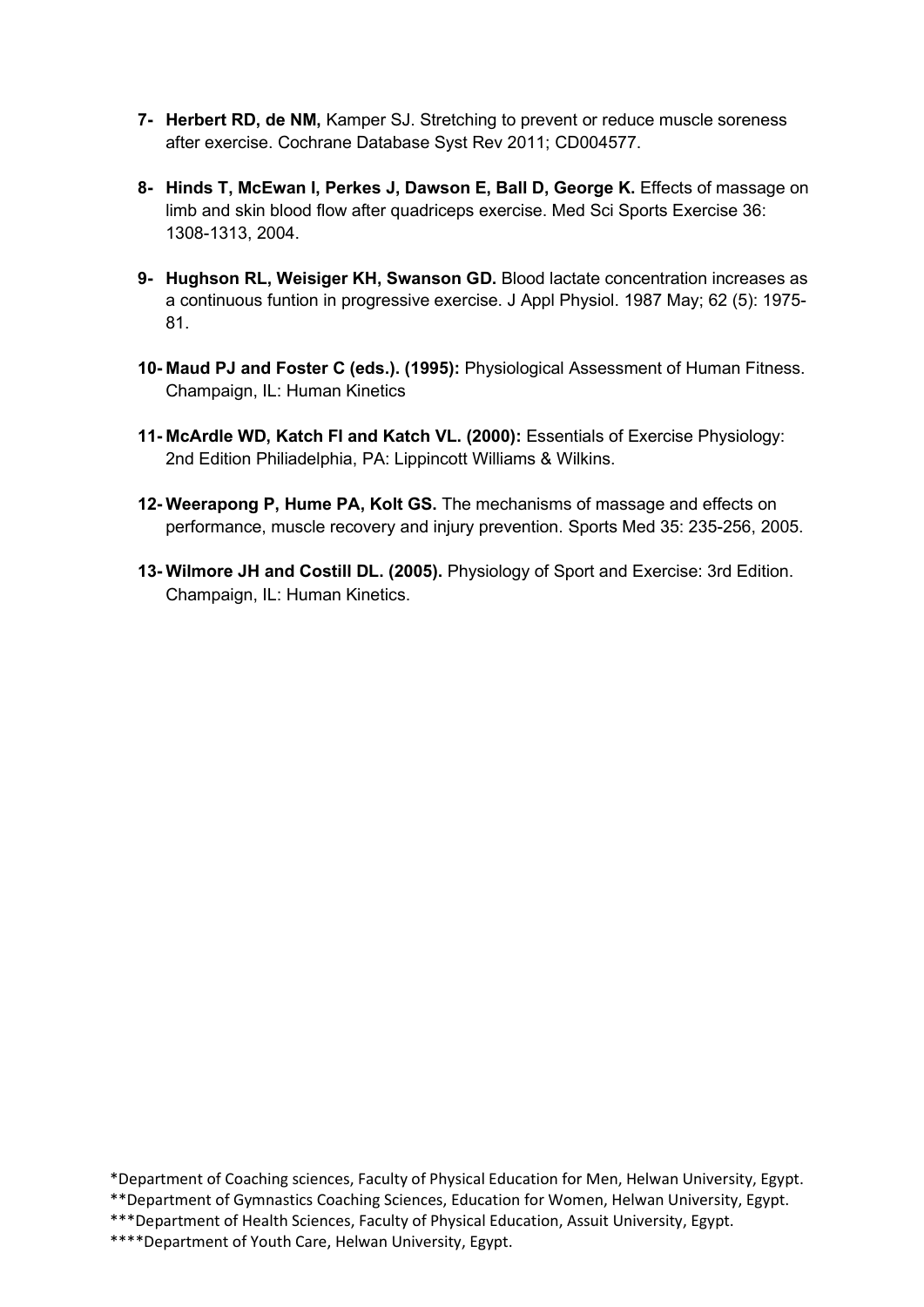7- **Herbert RD, de NM,** Kamper SJ. Stretching to prevent or reduce muscle soreness after exercise. Cochrane Database Syst Rev 2011; CD004577.

8- **Hinds T, McEwan I, Perkes J, Dawson E, Ball D, George K.** Effects of massage on limb and skin blood flow after quadriceps exercise. Med Sci Sports Exercise 36: 1308-1313, 2004.

9- **Hughson RL, Weisiger KH, Swanson GD.** Blood lactate concentration increases as a continuous funtion in progressive exercise. J Appl Physiol. 1987 May; 62 (5): 1975-81.

10- **Maud PJ and Foster C (eds.). (1995):** Physiological Assessment of Human Fitness. Champaign, IL: Human Kinetics

11- **McArdle WD, Katch FI and Katch VL. (2000):** Essentials of Exercise Physiology: 2nd Edition Philiadelphia, PA: Lippincott Williams & Wilkins.

12- **Weerapong P, Hume PA, Kolt GS.** The mechanisms of massage and effects on performance, muscle recovery and injury prevention. Sports Med 35: 235-256, 2005.

13- **Wilmore JH and Costill DL. (2005).** Physiology of Sport and Exercise: 3rd Edition. Champaign, IL: Human Kinetics.

*Department of Coaching sciences, Faculty of Physical Education for Men, Helwan University, Egypt.
**Department of Gymnastics Coaching Sciences, Education for Women, Helwan University, Egypt.
***Department of Health Sciences, Faculty of Physical Education, Assuit University, Egypt.
****Department of Youth Care, Helwan University, Egypt.